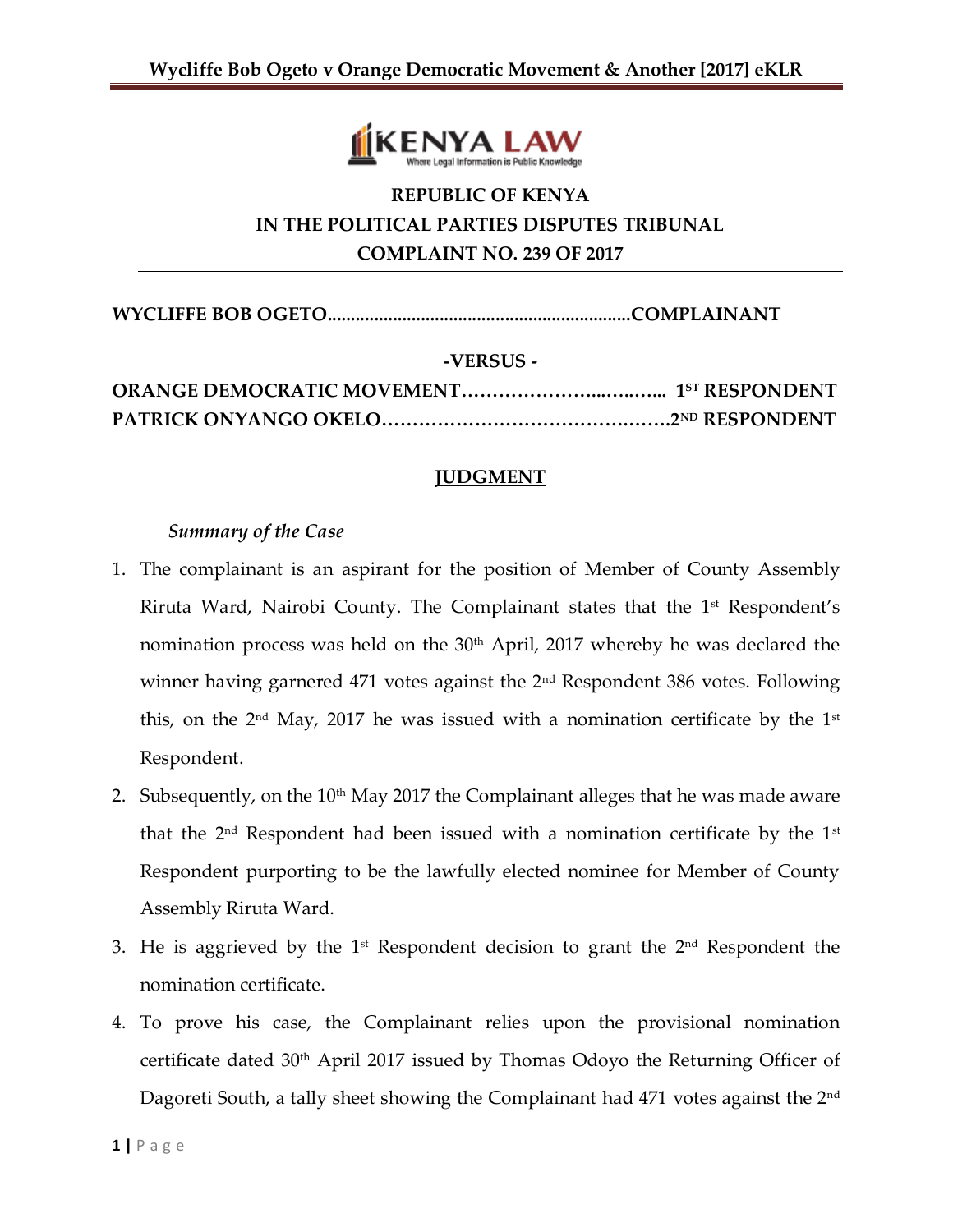**REPUBLIC OF KENYA**
**IN THE POLITICAL PARTIES DISPUTES TRIBUNAL**
**COMPLAINT NO. 239 OF 2017**

---

**WYCLIFFE BOB OGETO..................................................................COMPLAINANT**

**-VERSUS -**

**ORANGE DEMOCRATIC MOVEMENT…………………..……... 1ST RESPONDENT**
**PATRICK ONYANGO OKELO…………………………………….….2ND RESPONDENT**

## JUDGMENT

*Summary of the Case*

1. The complainant is an aspirant for the position of Member of County Assembly Riruta Ward, Nairobi County. The Complainant states that the 1st Respondent's nomination process was held on the 30th April, 2017 whereby he was declared the winner having garnered 471 votes against the 2nd Respondent 386 votes. Following this, on the 2nd May, 2017 he was issued with a nomination certificate by the 1st Respondent.
2. Subsequently, on the 10th May 2017 the Complainant alleges that he was made aware that the 2nd Respondent had been issued with a nomination certificate by the 1st Respondent purporting to be the lawfully elected nominee for Member of County Assembly Riruta Ward.
3. He is aggrieved by the 1st Respondent decision to grant the 2nd Respondent the nomination certificate.
4. To prove his case, the Complainant relies upon the provisional nomination certificate dated 30th April 2017 issued by Thomas Odoyo the Returning Officer of Dagoreti South, a tally sheet showing the Complainant had 471 votes against the 2nd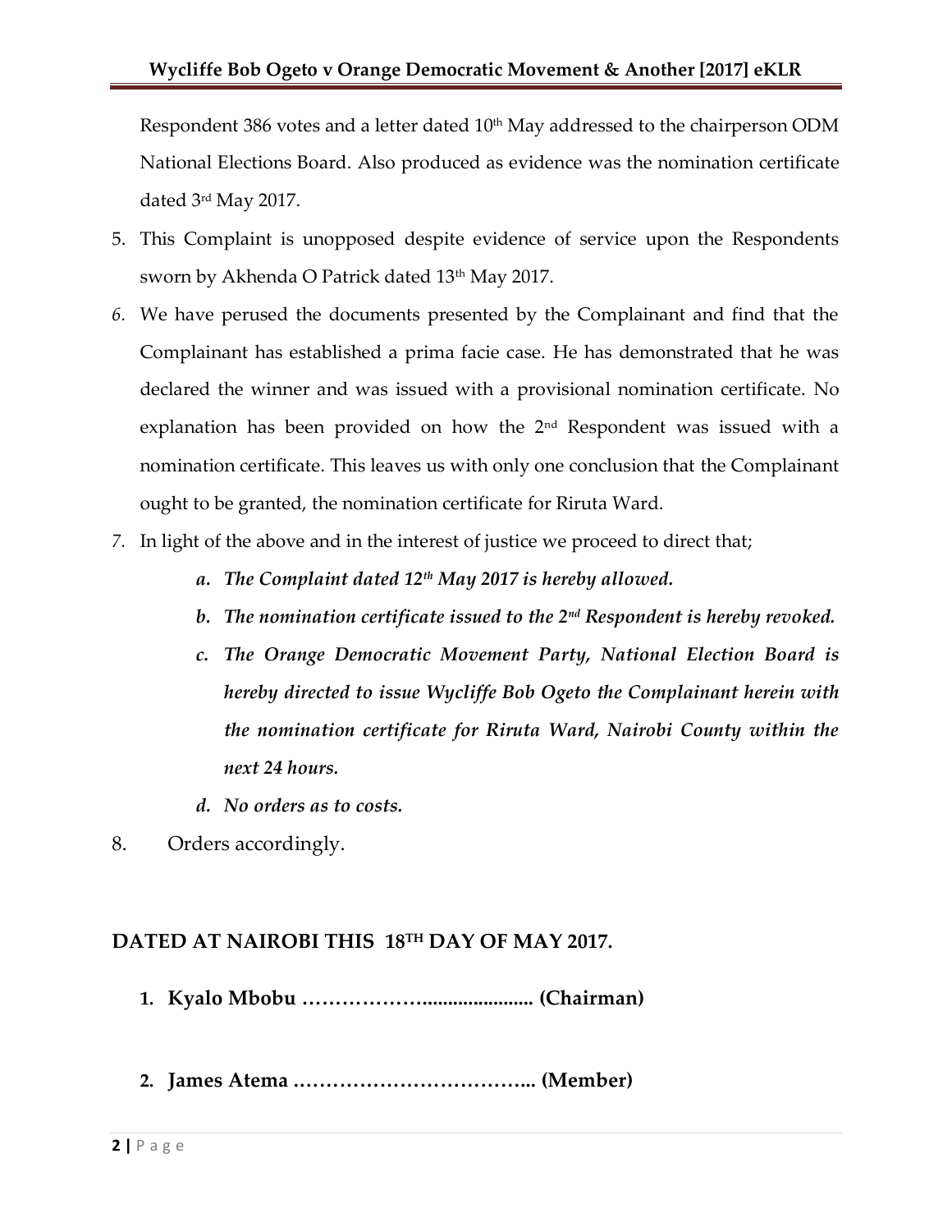Respondent 386 votes and a letter dated 10th May addressed to the chairperson ODM National Elections Board. Also produced as evidence was the nomination certificate dated 3rd May 2017.

5. This Complaint is unopposed despite evidence of service upon the Respondents sworn by Akhenda O Patrick dated 13th May 2017.
6. We have perused the documents presented by the Complainant and find that the Complainant has established a prima facie case. He has demonstrated that he was declared the winner and was issued with a provisional nomination certificate. No explanation has been provided on how the 2nd Respondent was issued with a nomination certificate. This leaves us with only one conclusion that the Complainant ought to be granted, the nomination certificate for Riruta Ward.
7. In light of the above and in the interest of justice we proceed to direct that;
   - a. ***The Complaint dated 12th May 2017 is hereby allowed.***
   - b. ***The nomination certificate issued to the 2nd Respondent is hereby revoked.***
   - c. ***The Orange Democratic Movement Party, National Election Board is hereby directed to issue Wycliffe Bob Ogeto the Complainant herein with the nomination certificate for Riruta Ward, Nairobi County within the next 24 hours.***
   - d. ***No orders as to costs.***
8. Orders accordingly.

**DATED AT NAIROBI THIS 18TH DAY OF MAY 2017.**

1. **Kyalo Mbobu ………………..................... (Chairman)**

2. **James Atema …………………………….. (Member)**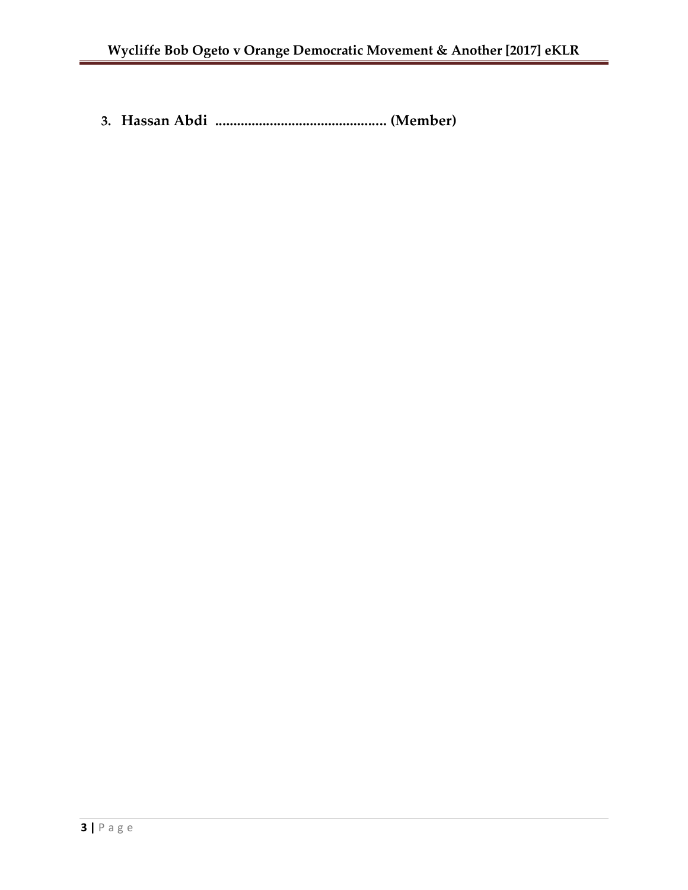3. **Hassan Abdi ............................................... (Member)**